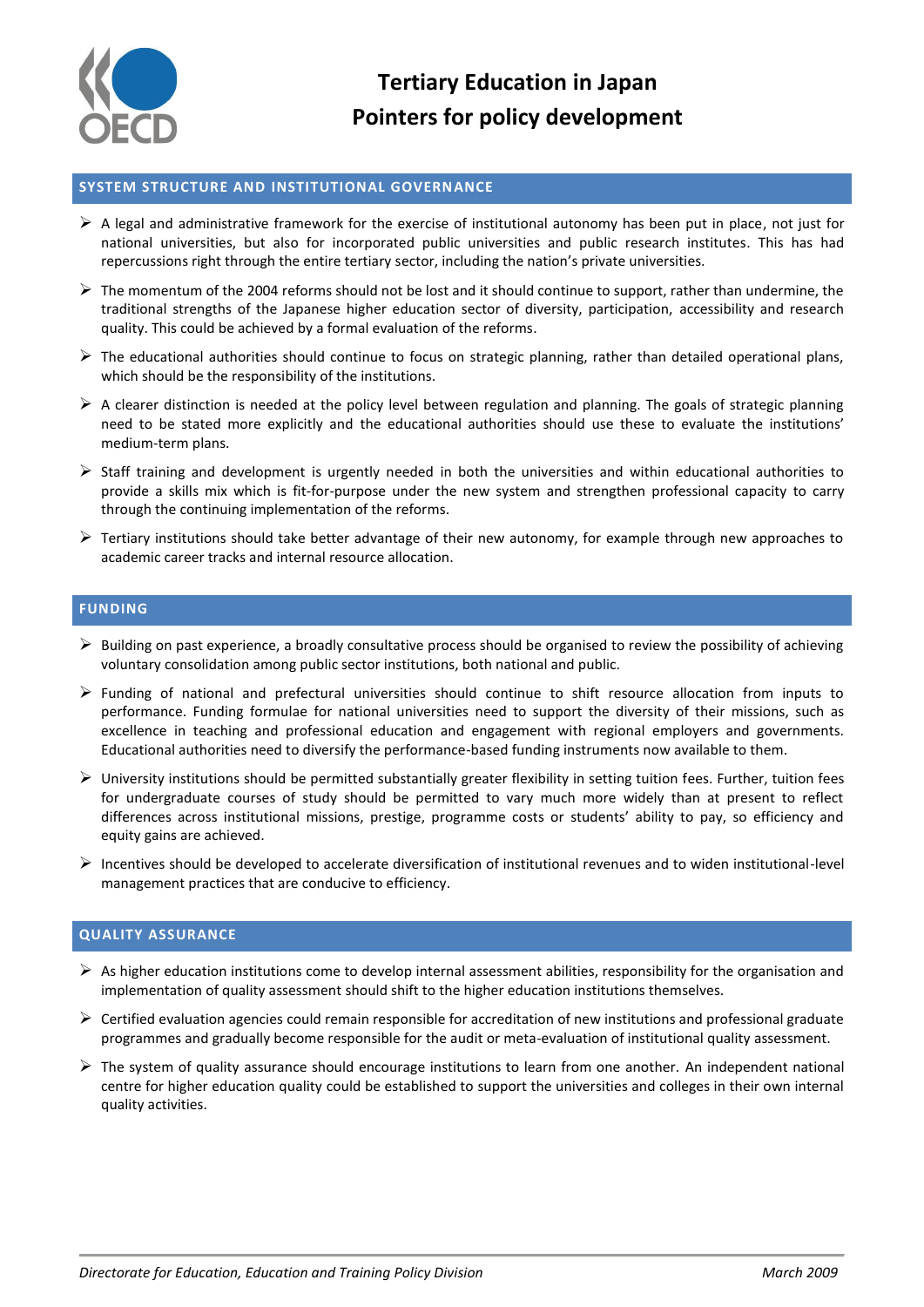# Tertiary Education in Japan
# Pointers for policy development

## SYSTEM STRUCTURE AND INSTITUTIONAL GOVERNANCE

- A legal and administrative framework for the exercise of institutional autonomy has been put in place, not just for national universities, but also for incorporated public universities and public research institutes. This has had repercussions right through the entire tertiary sector, including the nation's private universities.
- The momentum of the 2004 reforms should not be lost and it should continue to support, rather than undermine, the traditional strengths of the Japanese higher education sector of diversity, participation, accessibility and research quality. This could be achieved by a formal evaluation of the reforms.
- The educational authorities should continue to focus on strategic planning, rather than detailed operational plans, which should be the responsibility of the institutions.
- A clearer distinction is needed at the policy level between regulation and planning. The goals of strategic planning need to be stated more explicitly and the educational authorities should use these to evaluate the institutions' medium-term plans.
- Staff training and development is urgently needed in both the universities and within educational authorities to provide a skills mix which is fit-for-purpose under the new system and strengthen professional capacity to carry through the continuing implementation of the reforms.
- Tertiary institutions should take better advantage of their new autonomy, for example through new approaches to academic career tracks and internal resource allocation.

## FUNDING

- Building on past experience, a broadly consultative process should be organised to review the possibility of achieving voluntary consolidation among public sector institutions, both national and public.
- Funding of national and prefectural universities should continue to shift resource allocation from inputs to performance. Funding formulae for national universities need to support the diversity of their missions, such as excellence in teaching and professional education and engagement with regional employers and governments. Educational authorities need to diversify the performance-based funding instruments now available to them.
- University institutions should be permitted substantially greater flexibility in setting tuition fees. Further, tuition fees for undergraduate courses of study should be permitted to vary much more widely than at present to reflect differences across institutional missions, prestige, programme costs or students' ability to pay, so efficiency and equity gains are achieved.
- Incentives should be developed to accelerate diversification of institutional revenues and to widen institutional-level management practices that are conducive to efficiency.

## QUALITY ASSURANCE

- As higher education institutions come to develop internal assessment abilities, responsibility for the organisation and implementation of quality assessment should shift to the higher education institutions themselves.
- Certified evaluation agencies could remain responsible for accreditation of new institutions and professional graduate programmes and gradually become responsible for the audit or meta-evaluation of institutional quality assessment.
- The system of quality assurance should encourage institutions to learn from one another. An independent national centre for higher education quality could be established to support the universities and colleges in their own internal quality activities.

*Directorate for Education, Education and Training Policy Division* — *March 2009*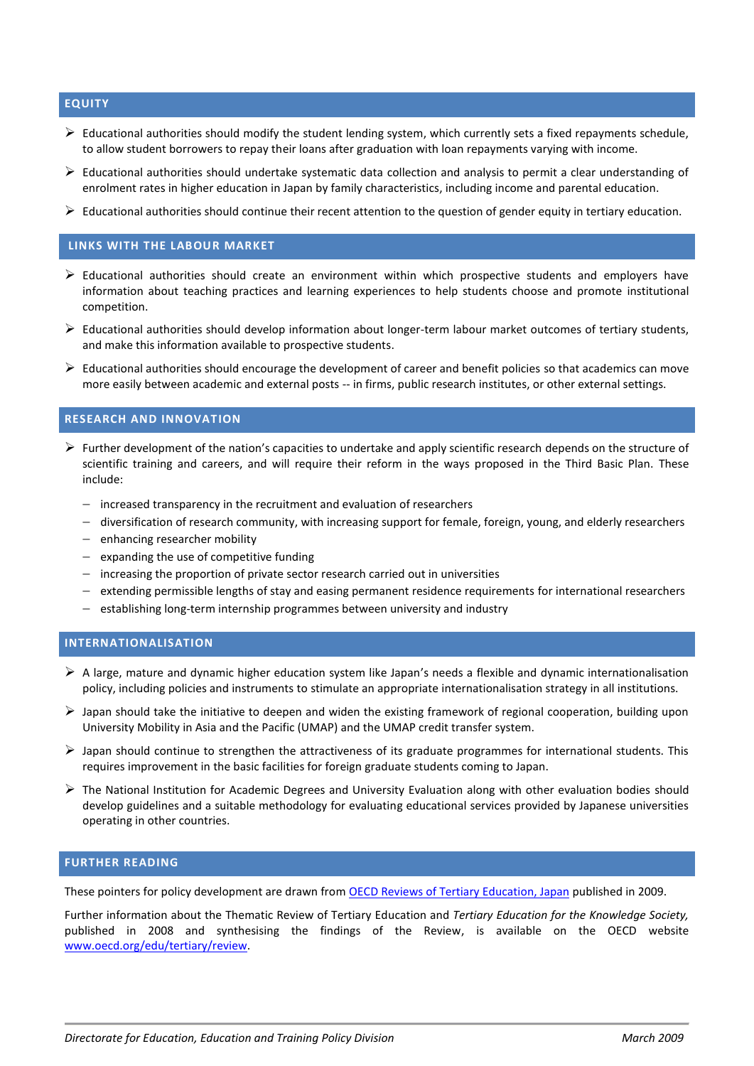## EQUITY

- Educational authorities should modify the student lending system, which currently sets a fixed repayments schedule, to allow student borrowers to repay their loans after graduation with loan repayments varying with income.
- Educational authorities should undertake systematic data collection and analysis to permit a clear understanding of enrolment rates in higher education in Japan by family characteristics, including income and parental education.
- Educational authorities should continue their recent attention to the question of gender equity in tertiary education.

## LINKS WITH THE LABOUR MARKET

- Educational authorities should create an environment within which prospective students and employers have information about teaching practices and learning experiences to help students choose and promote institutional competition.
- Educational authorities should develop information about longer-term labour market outcomes of tertiary students, and make this information available to prospective students.
- Educational authorities should encourage the development of career and benefit policies so that academics can move more easily between academic and external posts -- in firms, public research institutes, or other external settings.

## RESEARCH AND INNOVATION

- Further development of the nation's capacities to undertake and apply scientific research depends on the structure of scientific training and careers, and will require their reform in the ways proposed in the Third Basic Plan. These include:
  - increased transparency in the recruitment and evaluation of researchers
  - diversification of research community, with increasing support for female, foreign, young, and elderly researchers
  - enhancing researcher mobility
  - expanding the use of competitive funding
  - increasing the proportion of private sector research carried out in universities
  - extending permissible lengths of stay and easing permanent residence requirements for international researchers
  - establishing long-term internship programmes between university and industry

## INTERNATIONALISATION

- A large, mature and dynamic higher education system like Japan's needs a flexible and dynamic internationalisation policy, including policies and instruments to stimulate an appropriate internationalisation strategy in all institutions.
- Japan should take the initiative to deepen and widen the existing framework of regional cooperation, building upon University Mobility in Asia and the Pacific (UMAP) and the UMAP credit transfer system.
- Japan should continue to strengthen the attractiveness of its graduate programmes for international students. This requires improvement in the basic facilities for foreign graduate students coming to Japan.
- The National Institution for Academic Degrees and University Evaluation along with other evaluation bodies should develop guidelines and a suitable methodology for evaluating educational services provided by Japanese universities operating in other countries.

## FURTHER READING

These pointers for policy development are drawn from [OECD Reviews of Tertiary Education, Japan] published in 2009.

Further information about the Thematic Review of Tertiary Education and *Tertiary Education for the Knowledge Society,* published in 2008 and synthesising the findings of the Review, is available on the OECD website www.oecd.org/edu/tertiary/review.

*Directorate for Education, Education and Training Policy Division* *March 2009*